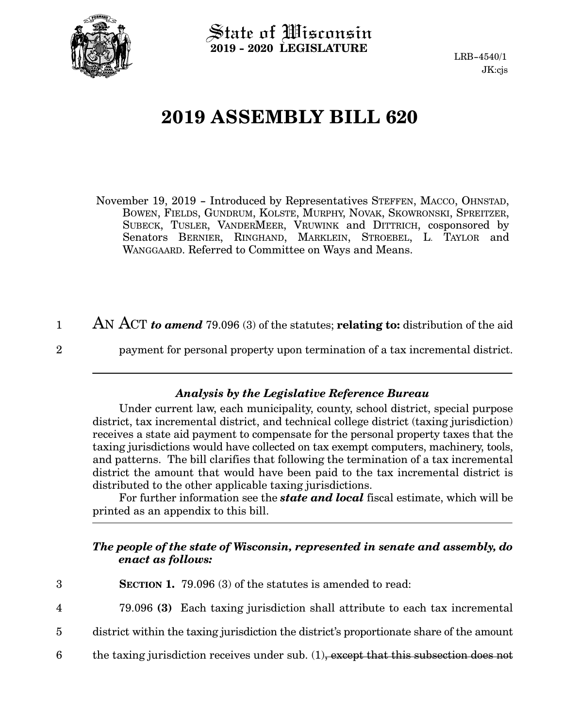# State of Wisconsin
**2019 - 2020 LEGISLATURE**

LRB-4540/1
JK:cjs

# 2019 ASSEMBLY BILL 620

November 19, 2019 – Introduced by Representatives STEFFEN, MACCO, OHNSTAD, BOWEN, FIELDS, GUNDRUM, KOLSTE, MURPHY, NOVAK, SKOWRONSKI, SPREITZER, SUBECK, TUSLER, VANDERMEER, VRUWINK and DITTRICH, cosponsored by Senators BERNIER, RINGHAND, MARKLEIN, STROEBEL, L. TAYLOR and WANGGAARD. Referred to Committee on Ways and Means.

1 AN ACT *to amend* 79.096 (3) of the statutes; **relating to:** distribution of the aid
2 payment for personal property upon termination of a tax incremental district.

---

### *Analysis by the Legislative Reference Bureau*

Under current law, each municipality, county, school district, special purpose district, tax incremental district, and technical college district (taxing jurisdiction) receives a state aid payment to compensate for the personal property taxes that the taxing jurisdictions would have collected on tax exempt computers, machinery, tools, and patterns. The bill clarifies that following the termination of a tax incremental district the amount that would have been paid to the tax incremental district is distributed to the other applicable taxing jurisdictions.

For further information see the ***state and local*** fiscal estimate, which will be printed as an appendix to this bill.

---

***The people of the state of Wisconsin, represented in senate and assembly, do enact as follows:***

3 **SECTION 1.** 79.096 (3) of the statutes is amended to read:

4 79.096 **(3)** Each taxing jurisdiction shall attribute to each tax incremental
5 district within the taxing jurisdiction the district's proportionate share of the amount
6 the taxing jurisdiction receives under sub. (1)~~, except that this subsection does not~~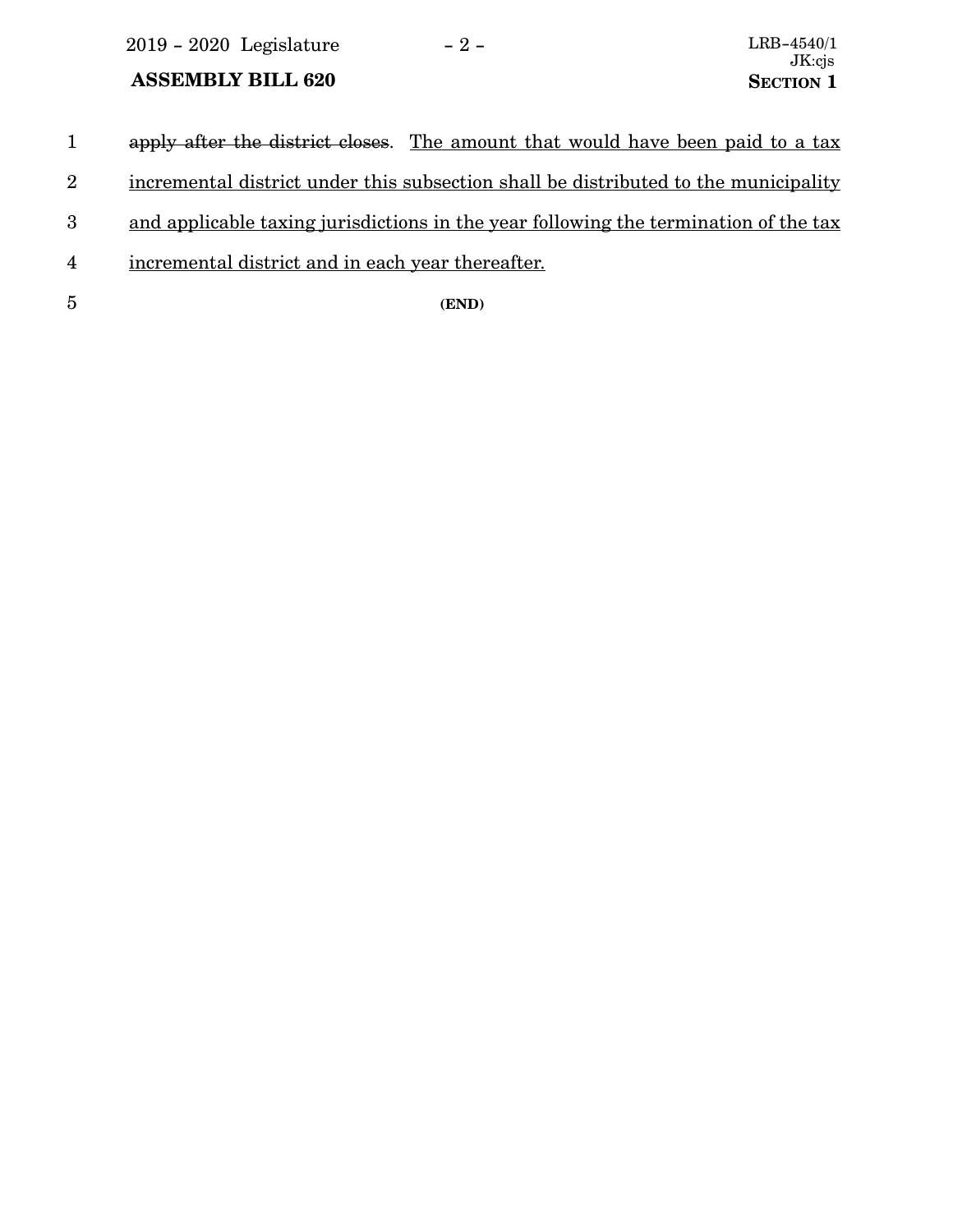~~apply after the district closes~~. <u>The amount that would have been paid to a tax incremental district under this subsection shall be distributed to the municipality and applicable taxing jurisdictions in the year following the termination of the tax incremental district and in each year thereafter.</u>

**(END)**